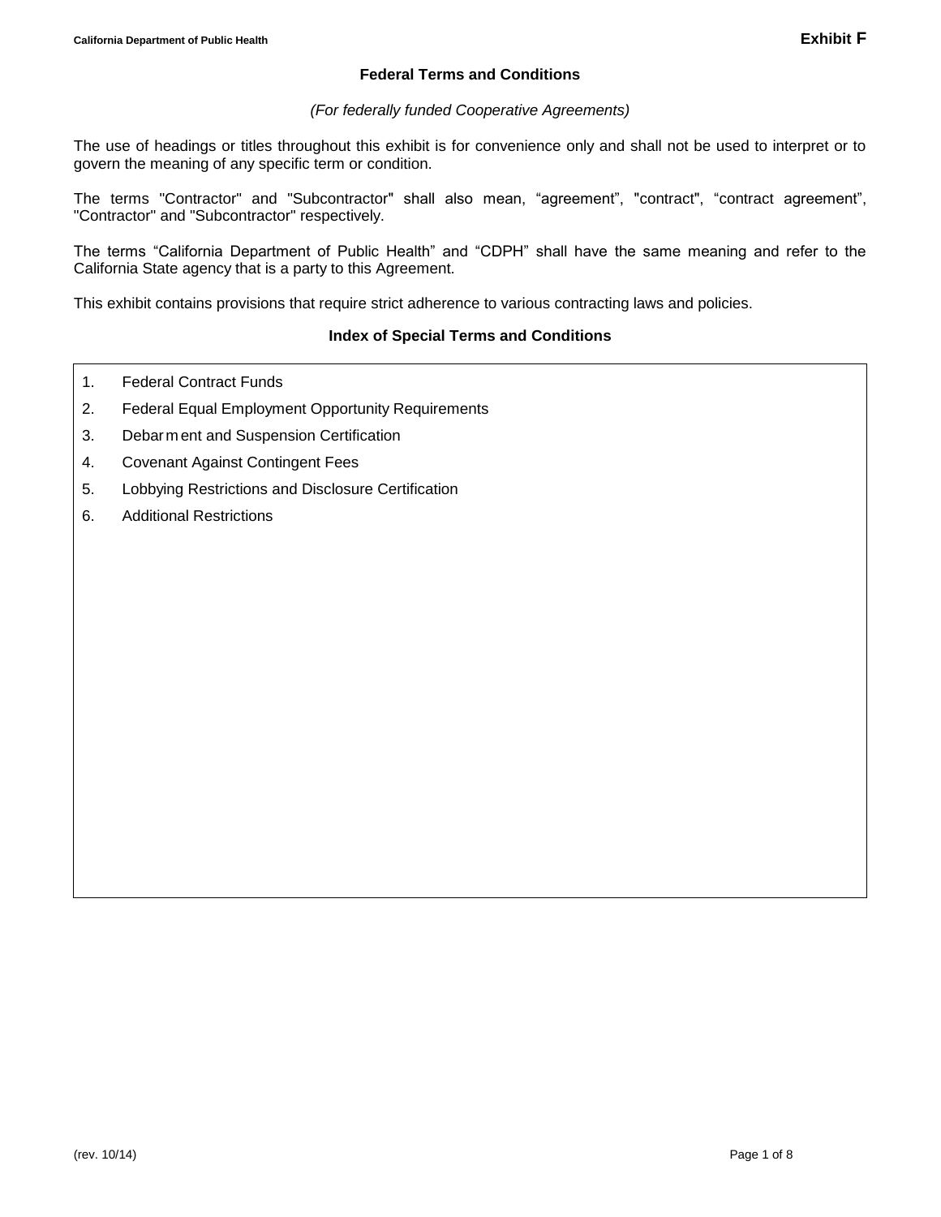California Department of Public Health **Exhibit F**

## Federal Terms and Conditions

*(For federally funded Cooperative Agreements)*

The use of headings or titles throughout this exhibit is for convenience only and shall not be used to interpret or to govern the meaning of any specific term or condition.

The terms "Contractor" and "Subcontractor" shall also mean, "agreement", "contract", "contract agreement", "Contractor" and "Subcontractor" respectively.

The terms "California Department of Public Health" and "CDPH" shall have the same meaning and refer to the California State agency that is a party to this Agreement.

This exhibit contains provisions that require strict adherence to various contracting laws and policies.

### Index of Special Terms and Conditions

1. Federal Contract Funds
2. Federal Equal Employment Opportunity Requirements
3. Debarment and Suspension Certification
4. Covenant Against Contingent Fees
5. Lobbying Restrictions and Disclosure Certification
6. Additional Restrictions

(rev. 10/14)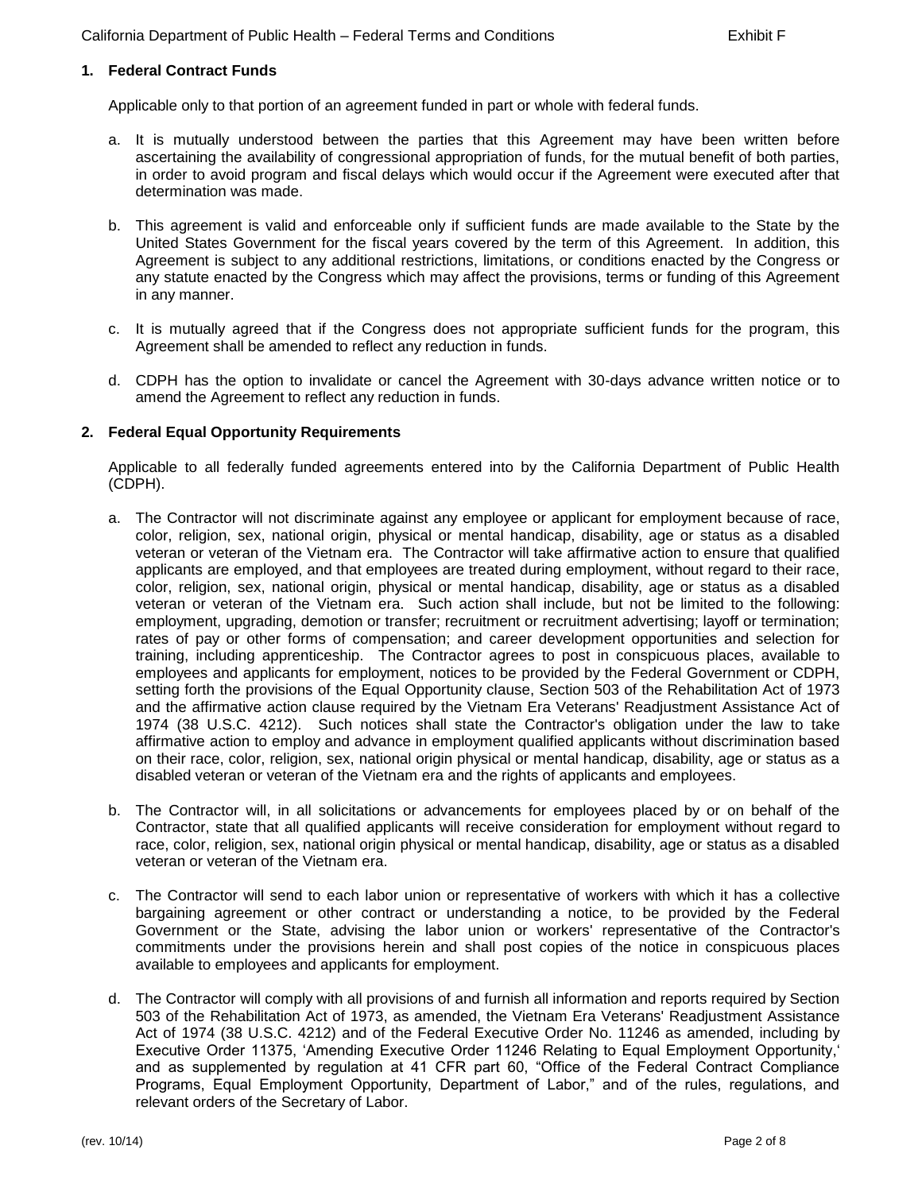## 1. Federal Contract Funds

Applicable only to that portion of an agreement funded in part or whole with federal funds.

a. It is mutually understood between the parties that this Agreement may have been written before ascertaining the availability of congressional appropriation of funds, for the mutual benefit of both parties, in order to avoid program and fiscal delays which would occur if the Agreement were executed after that determination was made.

b. This agreement is valid and enforceable only if sufficient funds are made available to the State by the United States Government for the fiscal years covered by the term of this Agreement. In addition, this Agreement is subject to any additional restrictions, limitations, or conditions enacted by the Congress or any statute enacted by the Congress which may affect the provisions, terms or funding of this Agreement in any manner.

c. It is mutually agreed that if the Congress does not appropriate sufficient funds for the program, this Agreement shall be amended to reflect any reduction in funds.

d. CDPH has the option to invalidate or cancel the Agreement with 30-days advance written notice or to amend the Agreement to reflect any reduction in funds.

## 2. Federal Equal Opportunity Requirements

Applicable to all federally funded agreements entered into by the California Department of Public Health (CDPH).

a. The Contractor will not discriminate against any employee or applicant for employment because of race, color, religion, sex, national origin, physical or mental handicap, disability, age or status as a disabled veteran or veteran of the Vietnam era. The Contractor will take affirmative action to ensure that qualified applicants are employed, and that employees are treated during employment, without regard to their race, color, religion, sex, national origin, physical or mental handicap, disability, age or status as a disabled veteran or veteran of the Vietnam era. Such action shall include, but not be limited to the following: employment, upgrading, demotion or transfer; recruitment or recruitment advertising; layoff or termination; rates of pay or other forms of compensation; and career development opportunities and selection for training, including apprenticeship. The Contractor agrees to post in conspicuous places, available to employees and applicants for employment, notices to be provided by the Federal Government or CDPH, setting forth the provisions of the Equal Opportunity clause, Section 503 of the Rehabilitation Act of 1973 and the affirmative action clause required by the Vietnam Era Veterans' Readjustment Assistance Act of 1974 (38 U.S.C. 4212). Such notices shall state the Contractor's obligation under the law to take affirmative action to employ and advance in employment qualified applicants without discrimination based on their race, color, religion, sex, national origin physical or mental handicap, disability, age or status as a disabled veteran or veteran of the Vietnam era and the rights of applicants and employees.

b. The Contractor will, in all solicitations or advancements for employees placed by or on behalf of the Contractor, state that all qualified applicants will receive consideration for employment without regard to race, color, religion, sex, national origin physical or mental handicap, disability, age or status as a disabled veteran or veteran of the Vietnam era.

c. The Contractor will send to each labor union or representative of workers with which it has a collective bargaining agreement or other contract or understanding a notice, to be provided by the Federal Government or the State, advising the labor union or workers' representative of the Contractor's commitments under the provisions herein and shall post copies of the notice in conspicuous places available to employees and applicants for employment.

d. The Contractor will comply with all provisions of and furnish all information and reports required by Section 503 of the Rehabilitation Act of 1973, as amended, the Vietnam Era Veterans' Readjustment Assistance Act of 1974 (38 U.S.C. 4212) and of the Federal Executive Order No. 11246 as amended, including by Executive Order 11375, 'Amending Executive Order 11246 Relating to Equal Employment Opportunity,' and as supplemented by regulation at 41 CFR part 60, "Office of the Federal Contract Compliance Programs, Equal Employment Opportunity, Department of Labor," and of the rules, regulations, and relevant orders of the Secretary of Labor.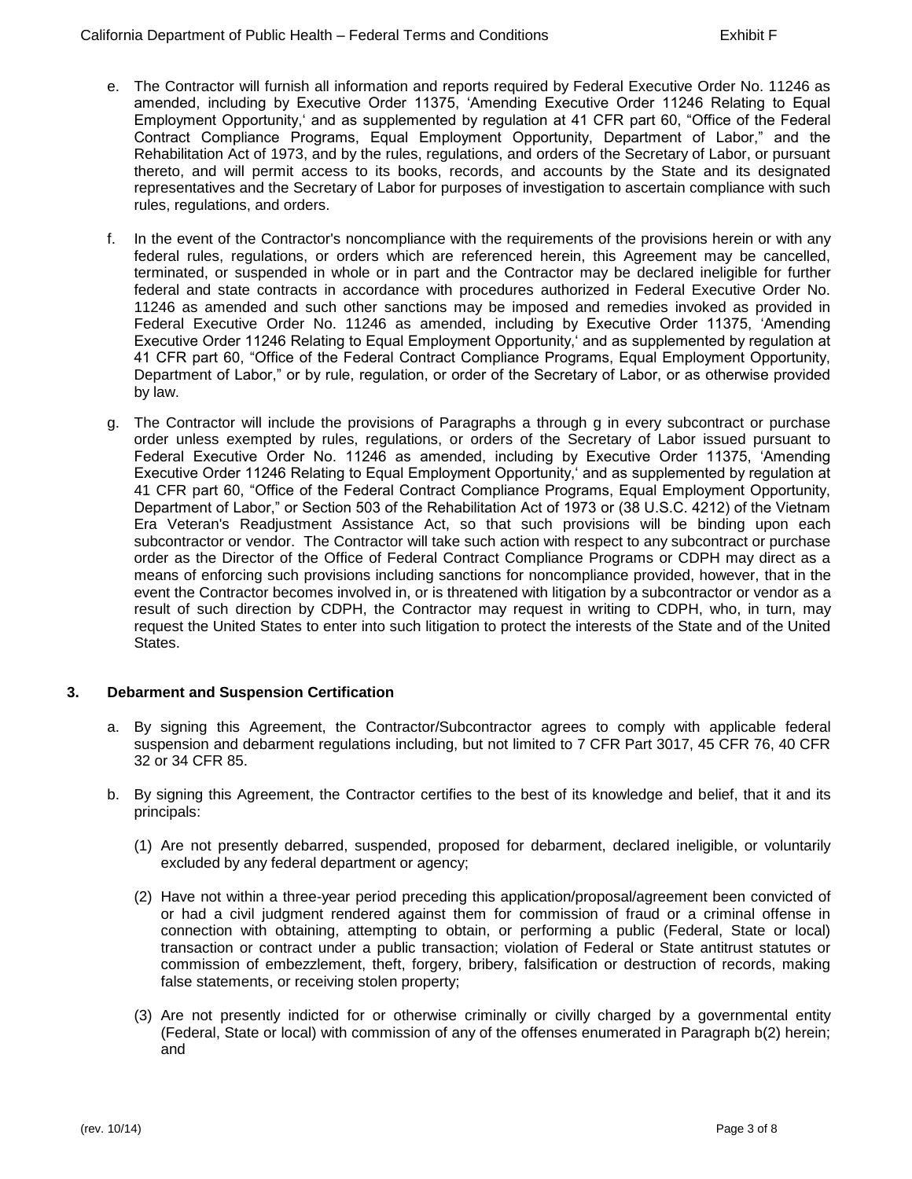e. The Contractor will furnish all information and reports required by Federal Executive Order No. 11246 as amended, including by Executive Order 11375, 'Amending Executive Order 11246 Relating to Equal Employment Opportunity,' and as supplemented by regulation at 41 CFR part 60, "Office of the Federal Contract Compliance Programs, Equal Employment Opportunity, Department of Labor," and the Rehabilitation Act of 1973, and by the rules, regulations, and orders of the Secretary of Labor, or pursuant thereto, and will permit access to its books, records, and accounts by the State and its designated representatives and the Secretary of Labor for purposes of investigation to ascertain compliance with such rules, regulations, and orders.

f. In the event of the Contractor's noncompliance with the requirements of the provisions herein or with any federal rules, regulations, or orders which are referenced herein, this Agreement may be cancelled, terminated, or suspended in whole or in part and the Contractor may be declared ineligible for further federal and state contracts in accordance with procedures authorized in Federal Executive Order No. 11246 as amended and such other sanctions may be imposed and remedies invoked as provided in Federal Executive Order No. 11246 as amended, including by Executive Order 11375, 'Amending Executive Order 11246 Relating to Equal Employment Opportunity,' and as supplemented by regulation at 41 CFR part 60, "Office of the Federal Contract Compliance Programs, Equal Employment Opportunity, Department of Labor," or by rule, regulation, or order of the Secretary of Labor, or as otherwise provided by law.

g. The Contractor will include the provisions of Paragraphs a through g in every subcontract or purchase order unless exempted by rules, regulations, or orders of the Secretary of Labor issued pursuant to Federal Executive Order No. 11246 as amended, including by Executive Order 11375, 'Amending Executive Order 11246 Relating to Equal Employment Opportunity,' and as supplemented by regulation at 41 CFR part 60, "Office of the Federal Contract Compliance Programs, Equal Employment Opportunity, Department of Labor," or Section 503 of the Rehabilitation Act of 1973 or (38 U.S.C. 4212) of the Vietnam Era Veteran's Readjustment Assistance Act, so that such provisions will be binding upon each subcontractor or vendor. The Contractor will take such action with respect to any subcontract or purchase order as the Director of the Office of Federal Contract Compliance Programs or CDPH may direct as a means of enforcing such provisions including sanctions for noncompliance provided, however, that in the event the Contractor becomes involved in, or is threatened with litigation by a subcontractor or vendor as a result of such direction by CDPH, the Contractor may request in writing to CDPH, who, in turn, may request the United States to enter into such litigation to protect the interests of the State and of the United States.

## 3. Debarment and Suspension Certification

a. By signing this Agreement, the Contractor/Subcontractor agrees to comply with applicable federal suspension and debarment regulations including, but not limited to 7 CFR Part 3017, 45 CFR 76, 40 CFR 32 or 34 CFR 85.

b. By signing this Agreement, the Contractor certifies to the best of its knowledge and belief, that it and its principals:

(1) Are not presently debarred, suspended, proposed for debarment, declared ineligible, or voluntarily excluded by any federal department or agency;

(2) Have not within a three-year period preceding this application/proposal/agreement been convicted of or had a civil judgment rendered against them for commission of fraud or a criminal offense in connection with obtaining, attempting to obtain, or performing a public (Federal, State or local) transaction or contract under a public transaction; violation of Federal or State antitrust statutes or commission of embezzlement, theft, forgery, bribery, falsification or destruction of records, making false statements, or receiving stolen property;

(3) Are not presently indicted for or otherwise criminally or civilly charged by a governmental entity (Federal, State or local) with commission of any of the offenses enumerated in Paragraph b(2) herein; and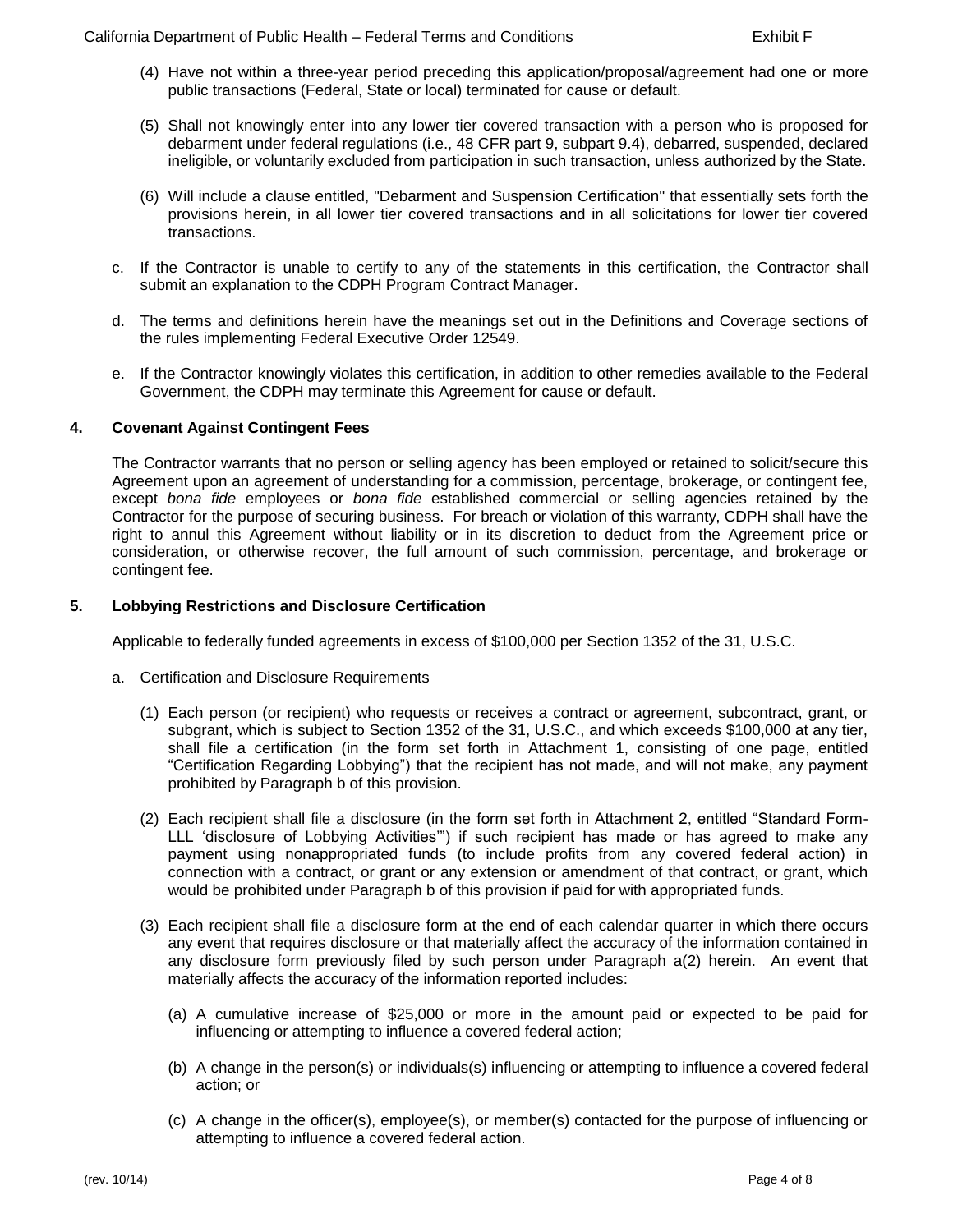(4) Have not within a three-year period preceding this application/proposal/agreement had one or more public transactions (Federal, State or local) terminated for cause or default.

(5) Shall not knowingly enter into any lower tier covered transaction with a person who is proposed for debarment under federal regulations (i.e., 48 CFR part 9, subpart 9.4), debarred, suspended, declared ineligible, or voluntarily excluded from participation in such transaction, unless authorized by the State.

(6) Will include a clause entitled, "Debarment and Suspension Certification" that essentially sets forth the provisions herein, in all lower tier covered transactions and in all solicitations for lower tier covered transactions.

c. If the Contractor is unable to certify to any of the statements in this certification, the Contractor shall submit an explanation to the CDPH Program Contract Manager.

d. The terms and definitions herein have the meanings set out in the Definitions and Coverage sections of the rules implementing Federal Executive Order 12549.

e. If the Contractor knowingly violates this certification, in addition to other remedies available to the Federal Government, the CDPH may terminate this Agreement for cause or default.

**4. Covenant Against Contingent Fees**

The Contractor warrants that no person or selling agency has been employed or retained to solicit/secure this Agreement upon an agreement of understanding for a commission, percentage, brokerage, or contingent fee, except *bona fide* employees or *bona fide* established commercial or selling agencies retained by the Contractor for the purpose of securing business. For breach or violation of this warranty, CDPH shall have the right to annul this Agreement without liability or in its discretion to deduct from the Agreement price or consideration, or otherwise recover, the full amount of such commission, percentage, and brokerage or contingent fee.

**5. Lobbying Restrictions and Disclosure Certification**

Applicable to federally funded agreements in excess of $100,000 per Section 1352 of the 31, U.S.C.

a. Certification and Disclosure Requirements

(1) Each person (or recipient) who requests or receives a contract or agreement, subcontract, grant, or subgrant, which is subject to Section 1352 of the 31, U.S.C., and which exceeds $100,000 at any tier, shall file a certification (in the form set forth in Attachment 1, consisting of one page, entitled "Certification Regarding Lobbying") that the recipient has not made, and will not make, any payment prohibited by Paragraph b of this provision.

(2) Each recipient shall file a disclosure (in the form set forth in Attachment 2, entitled "Standard Form-LLL 'disclosure of Lobbying Activities'") if such recipient has made or has agreed to make any payment using nonappropriated funds (to include profits from any covered federal action) in connection with a contract, or grant or any extension or amendment of that contract, or grant, which would be prohibited under Paragraph b of this provision if paid for with appropriated funds.

(3) Each recipient shall file a disclosure form at the end of each calendar quarter in which there occurs any event that requires disclosure or that materially affect the accuracy of the information contained in any disclosure form previously filed by such person under Paragraph a(2) herein. An event that materially affects the accuracy of the information reported includes:

(a) A cumulative increase of $25,000 or more in the amount paid or expected to be paid for influencing or attempting to influence a covered federal action;

(b) A change in the person(s) or individuals(s) influencing or attempting to influence a covered federal action; or

(c) A change in the officer(s), employee(s), or member(s) contacted for the purpose of influencing or attempting to influence a covered federal action.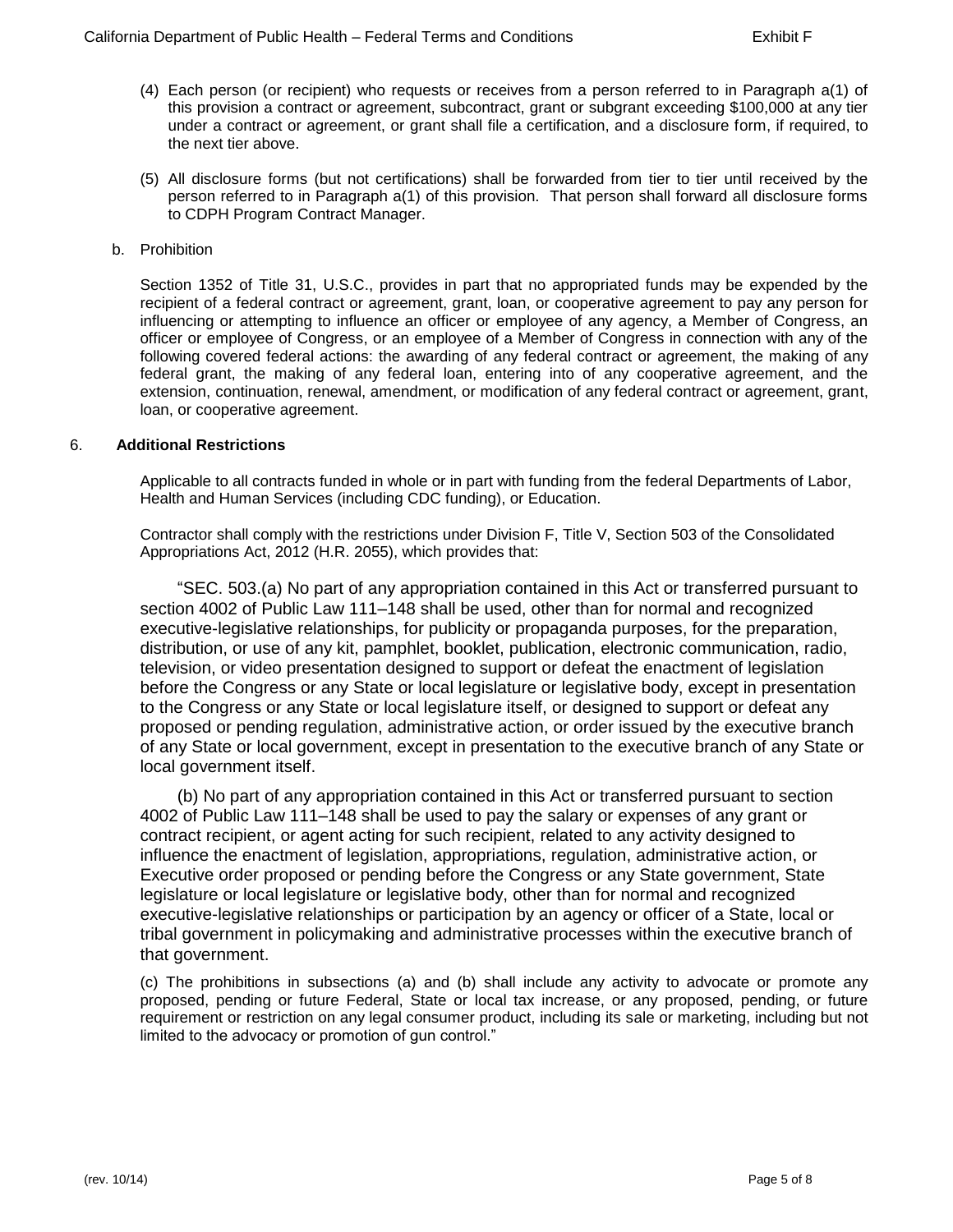(4) Each person (or recipient) who requests or receives from a person referred to in Paragraph a(1) of this provision a contract or agreement, subcontract, grant or subgrant exceeding $100,000 at any tier under a contract or agreement, or grant shall file a certification, and a disclosure form, if required, to the next tier above.

(5) All disclosure forms (but not certifications) shall be forwarded from tier to tier until received by the person referred to in Paragraph a(1) of this provision. That person shall forward all disclosure forms to CDPH Program Contract Manager.

b. Prohibition

Section 1352 of Title 31, U.S.C., provides in part that no appropriated funds may be expended by the recipient of a federal contract or agreement, grant, loan, or cooperative agreement to pay any person for influencing or attempting to influence an officer or employee of any agency, a Member of Congress, an officer or employee of Congress, or an employee of a Member of Congress in connection with any of the following covered federal actions: the awarding of any federal contract or agreement, the making of any federal grant, the making of any federal loan, entering into of any cooperative agreement, and the extension, continuation, renewal, amendment, or modification of any federal contract or agreement, grant, loan, or cooperative agreement.

## 6. **Additional Restrictions**

Applicable to all contracts funded in whole or in part with funding from the federal Departments of Labor, Health and Human Services (including CDC funding), or Education.

Contractor shall comply with the restrictions under Division F, Title V, Section 503 of the Consolidated Appropriations Act, 2012 (H.R. 2055), which provides that:

"SEC. 503.(a) No part of any appropriation contained in this Act or transferred pursuant to section 4002 of Public Law 111–148 shall be used, other than for normal and recognized executive-legislative relationships, for publicity or propaganda purposes, for the preparation, distribution, or use of any kit, pamphlet, booklet, publication, electronic communication, radio, television, or video presentation designed to support or defeat the enactment of legislation before the Congress or any State or local legislature or legislative body, except in presentation to the Congress or any State or local legislature itself, or designed to support or defeat any proposed or pending regulation, administrative action, or order issued by the executive branch of any State or local government, except in presentation to the executive branch of any State or local government itself.

(b) No part of any appropriation contained in this Act or transferred pursuant to section 4002 of Public Law 111–148 shall be used to pay the salary or expenses of any grant or contract recipient, or agent acting for such recipient, related to any activity designed to influence the enactment of legislation, appropriations, regulation, administrative action, or Executive order proposed or pending before the Congress or any State government, State legislature or local legislature or legislative body, other than for normal and recognized executive-legislative relationships or participation by an agency or officer of a State, local or tribal government in policymaking and administrative processes within the executive branch of that government.

(c) The prohibitions in subsections (a) and (b) shall include any activity to advocate or promote any proposed, pending or future Federal, State or local tax increase, or any proposed, pending, or future requirement or restriction on any legal consumer product, including its sale or marketing, including but not limited to the advocacy or promotion of gun control."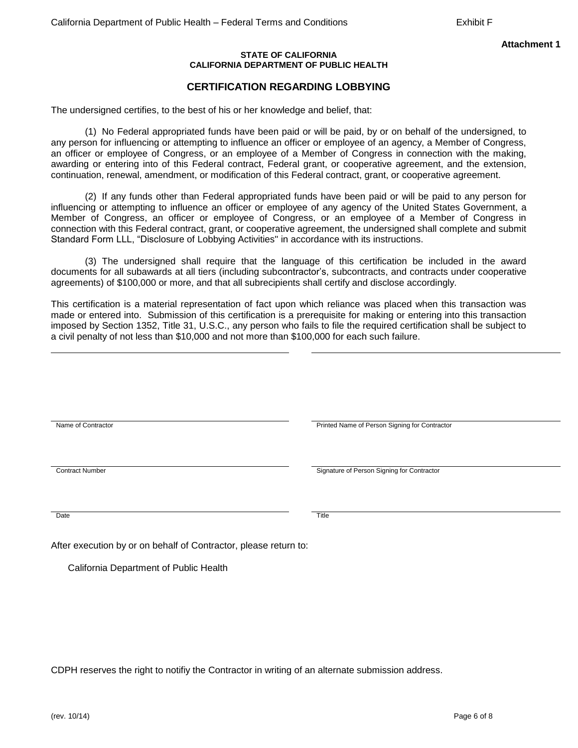**Attachment 1**

**STATE OF CALIFORNIA**
**CALIFORNIA DEPARTMENT OF PUBLIC HEALTH**

## CERTIFICATION REGARDING LOBBYING

The undersigned certifies, to the best of his or her knowledge and belief, that:

(1) No Federal appropriated funds have been paid or will be paid, by or on behalf of the undersigned, to any person for influencing or attempting to influence an officer or employee of an agency, a Member of Congress, an officer or employee of Congress, or an employee of a Member of Congress in connection with the making, awarding or entering into of this Federal contract, Federal grant, or cooperative agreement, and the extension, continuation, renewal, amendment, or modification of this Federal contract, grant, or cooperative agreement.

(2) If any funds other than Federal appropriated funds have been paid or will be paid to any person for influencing or attempting to influence an officer or employee of any agency of the United States Government, a Member of Congress, an officer or employee of Congress, or an employee of a Member of Congress in connection with this Federal contract, grant, or cooperative agreement, the undersigned shall complete and submit Standard Form LLL, "Disclosure of Lobbying Activities" in accordance with its instructions.

(3) The undersigned shall require that the language of this certification be included in the award documents for all subawards at all tiers (including subcontractor's, subcontracts, and contracts under cooperative agreements) of $100,000 or more, and that all subrecipients shall certify and disclose accordingly.

This certification is a material representation of fact upon which reliance was placed when this transaction was made or entered into. Submission of this certification is a prerequisite for making or entering into this transaction imposed by Section 1352, Title 31, U.S.C., any person who fails to file the required certification shall be subject to a civil penalty of not less than $10,000 and not more than $100,000 for each such failure.

| | |
|---|---|
| Name of Contractor | Printed Name of Person Signing for Contractor |
| Contract Number | Signature of Person Signing for Contractor |
| Date | Title |

After execution by or on behalf of Contractor, please return to:

California Department of Public Health

CDPH reserves the right to notifiy the Contractor in writing of an alternate submission address.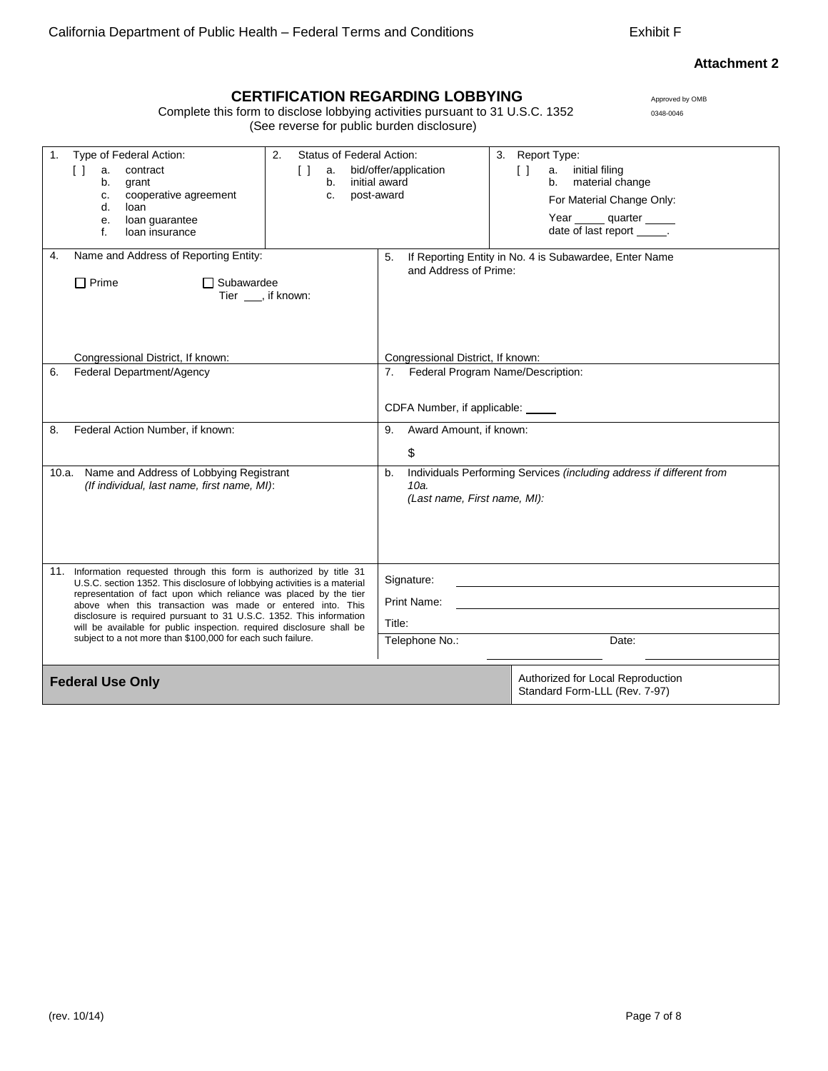**Attachment 2**

# CERTIFICATION REGARDING LOBBYING

Complete this form to disclose lobbying activities pursuant to 31 U.S.C. 1352
(See reverse for public burden disclosure)

Approved by OMB
0348-0046

| 1. Type of Federal Action: | 2. Status of Federal Action: | 3. Report Type: |
|---|---|---|
| [ ] a. contract<br>b. grant<br>c. cooperative agreement<br>d. loan<br>e. loan guarantee<br>f. loan insurance | [ ] a. bid/offer/application<br>b. initial award<br>c. post-award | [ ] a. initial filing<br>b. material change<br>For Material Change Only:<br>Year _____ quarter _____<br>date of last report _____. |

| | |
|---|---|
| 4. Name and Address of Reporting Entity:<br>☐ Prime ☐ Subawardee<br>Tier ___, if known:<br><br>Congressional District, If known: | 5. If Reporting Entity in No. 4 is Subawardee, Enter Name and Address of Prime:<br><br>Congressional District, If known: |
| 6. Federal Department/Agency | 7. Federal Program Name/Description:<br><br>CDFA Number, if applicable: _____ |
| 8. Federal Action Number, if known: | 9. Award Amount, if known:<br>$ |
| 10.a. Name and Address of Lobbying Registrant<br>*(If individual, last name, first name, MI)*: | b. Individuals Performing Services *(including address if different from 10a.*<br>*(Last name, First name, MI):* |
| 11. Information requested through this form is authorized by title 31 U.S.C. section 1352. This disclosure of lobbying activities is a material representation of fact upon which reliance was placed by the tier above when this transaction was made or entered into. This disclosure is required pursuant to 31 U.S.C. 1352. This information will be available for public inspection. required disclosure shall be subject to a not more than $100,000 for each such failure. | Signature: ____________<br>Print Name: ____________<br>Title:<br>Telephone No.: ____________ Date: ____________ |
| **Federal Use Only** | Authorized for Local Reproduction<br>Standard Form-LLL (Rev. 7-97) |

(rev. 10/14)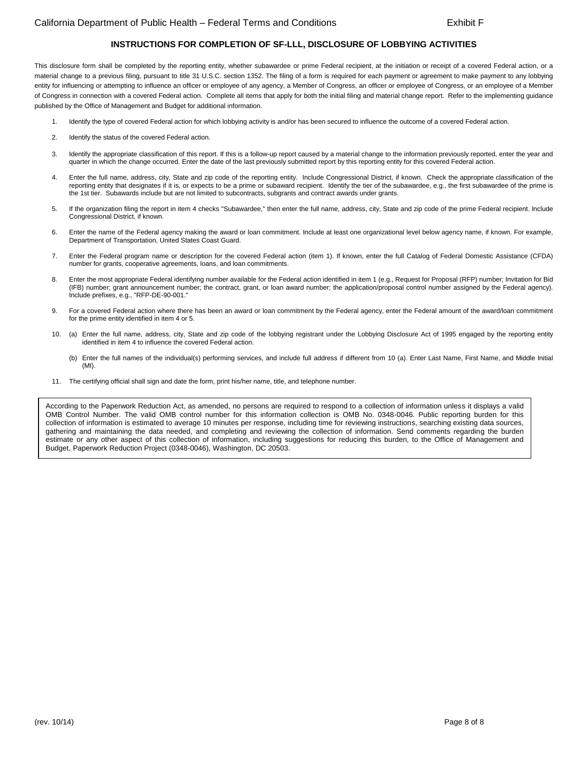## INSTRUCTIONS FOR COMPLETION OF SF-LLL, DISCLOSURE OF LOBBYING ACTIVITIES

This disclosure form shall be completed by the reporting entity, whether subawardee or prime Federal recipient, at the initiation or receipt of a covered Federal action, or a material change to a previous filing, pursuant to title 31 U.S.C. section 1352. The filing of a form is required for each payment or agreement to make payment to any lobbying entity for influencing or attempting to influence an officer or employee of any agency, a Member of Congress, an officer or employee of Congress, or an employee of a Member of Congress in connection with a covered Federal action. Complete all items that apply for both the initial filing and material change report. Refer to the implementing guidance published by the Office of Management and Budget for additional information.

1. Identify the type of covered Federal action for which lobbying activity is and/or has been secured to influence the outcome of a covered Federal action.
2. Identify the status of the covered Federal action.
3. Identify the appropriate classification of this report. If this is a follow-up report caused by a material change to the information previously reported, enter the year and quarter in which the change occurred. Enter the date of the last previously submitted report by this reporting entity for this covered Federal action.
4. Enter the full name, address, city, State and zip code of the reporting entity. Include Congressional District, if known. Check the appropriate classification of the reporting entity that designates if it is, or expects to be a prime or subaward recipient. Identify the tier of the subawardee, e.g., the first subawardee of the prime is the 1st tier. Subawards include but are not limited to subcontracts, subgrants and contract awards under grants.
5. If the organization filing the report in item 4 checks "Subawardee," then enter the full name, address, city, State and zip code of the prime Federal recipient. Include Congressional District, if known.
6. Enter the name of the Federal agency making the award or loan commitment. Include at least one organizational level below agency name, if known. For example, Department of Transportation, United States Coast Guard.
7. Enter the Federal program name or description for the covered Federal action (item 1). If known, enter the full Catalog of Federal Domestic Assistance (CFDA) number for grants, cooperative agreements, loans, and loan commitments.
8. Enter the most appropriate Federal identifying number available for the Federal action identified in item 1 (e.g., Request for Proposal (RFP) number; Invitation for Bid (IFB) number; grant announcement number; the contract, grant, or loan award number; the application/proposal control number assigned by the Federal agency). Include prefixes, e.g., "RFP-DE-90-001."
9. For a covered Federal action where there has been an award or loan commitment by the Federal agency, enter the Federal amount of the award/loan commitment for the prime entity identified in item 4 or 5.
10. (a) Enter the full name, address, city, State and zip code of the lobbying registrant under the Lobbying Disclosure Act of 1995 engaged by the reporting entity identified in item 4 to influence the covered Federal action.

    (b) Enter the full names of the individual(s) performing services, and include full address if different from 10 (a). Enter Last Name, First Name, and Middle Initial (MI).
11. The certifying official shall sign and date the form, print his/her name, title, and telephone number.

According to the Paperwork Reduction Act, as amended, no persons are required to respond to a collection of information unless it displays a valid OMB Control Number. The valid OMB control number for this information collection is OMB No. 0348-0046. Public reporting burden for this collection of information is estimated to average 10 minutes per response, including time for reviewing instructions, searching existing data sources, gathering and maintaining the data needed, and completing and reviewing the collection of information. Send comments regarding the burden estimate or any other aspect of this collection of information, including suggestions for reducing this burden, to the Office of Management and Budget, Paperwork Reduction Project (0348-0046), Washington, DC 20503.